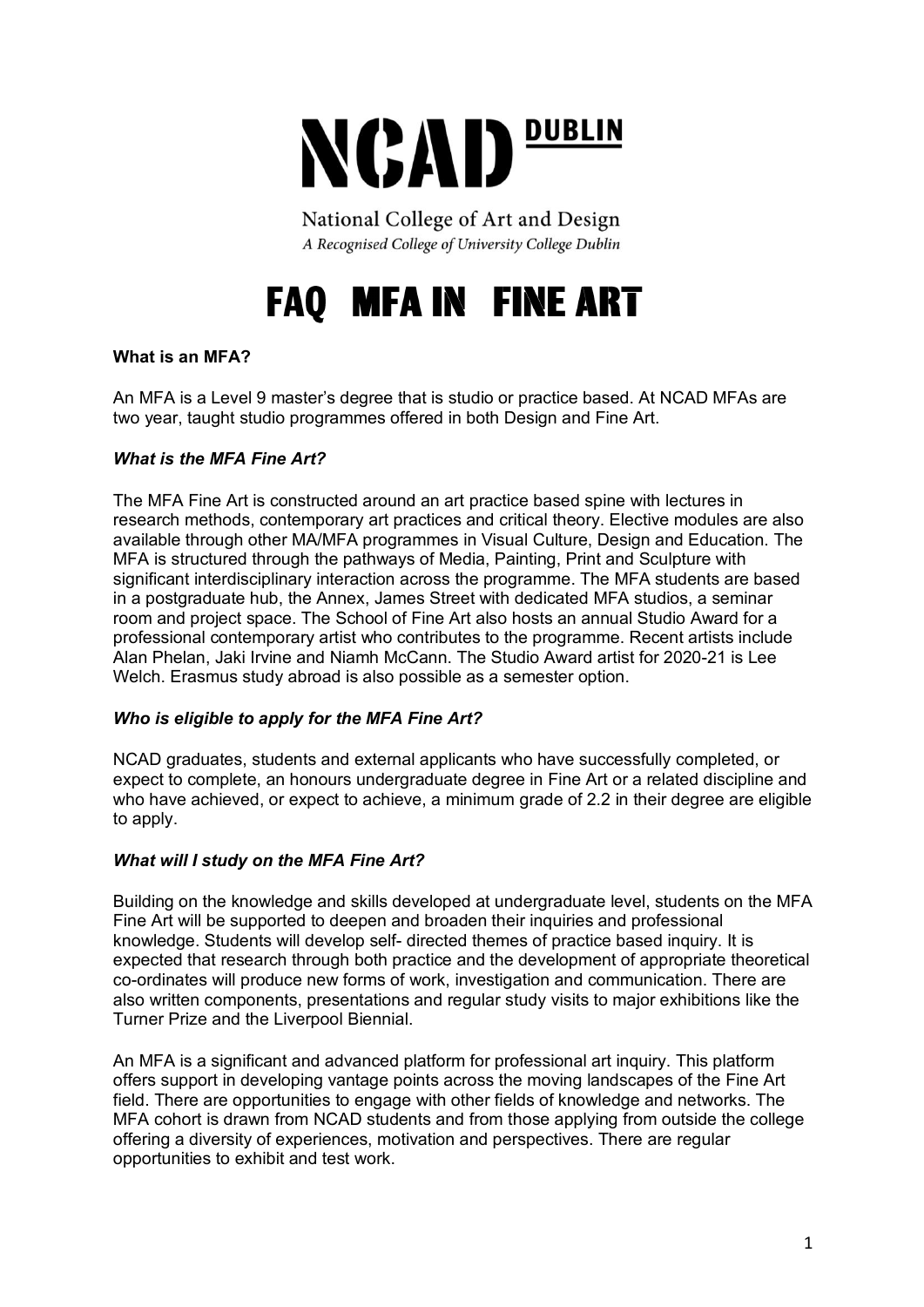# NCAD DUBLIN

National College of Art and Design
*A Recognised College of University College Dublin*

# FAQ MFA IN FINE ART

**What is an MFA?**

An MFA is a Level 9 master's degree that is studio or practice based. At NCAD MFAs are two year, taught studio programmes offered in both Design and Fine Art.

***What is the MFA Fine Art?***

The MFA Fine Art is constructed around an art practice based spine with lectures in research methods, contemporary art practices and critical theory. Elective modules are also available through other MA/MFA programmes in Visual Culture, Design and Education. The MFA is structured through the pathways of Media, Painting, Print and Sculpture with significant interdisciplinary interaction across the programme. The MFA students are based in a postgraduate hub, the Annex, James Street with dedicated MFA studios, a seminar room and project space. The School of Fine Art also hosts an annual Studio Award for a professional contemporary artist who contributes to the programme. Recent artists include Alan Phelan, Jaki Irvine and Niamh McCann. The Studio Award artist for 2020-21 is Lee Welch. Erasmus study abroad is also possible as a semester option.

***Who is eligible to apply for the MFA Fine Art?***

NCAD graduates, students and external applicants who have successfully completed, or expect to complete, an honours undergraduate degree in Fine Art or a related discipline and who have achieved, or expect to achieve, a minimum grade of 2.2 in their degree are eligible to apply.

***What will I study on the MFA Fine Art?***

Building on the knowledge and skills developed at undergraduate level, students on the MFA Fine Art will be supported to deepen and broaden their inquiries and professional knowledge. Students will develop self- directed themes of practice based inquiry. It is expected that research through both practice and the development of appropriate theoretical co-ordinates will produce new forms of work, investigation and communication. There are also written components, presentations and regular study visits to major exhibitions like the Turner Prize and the Liverpool Biennial.

An MFA is a significant and advanced platform for professional art inquiry. This platform offers support in developing vantage points across the moving landscapes of the Fine Art field. There are opportunities to engage with other fields of knowledge and networks. The MFA cohort is drawn from NCAD students and from those applying from outside the college offering a diversity of experiences, motivation and perspectives. There are regular opportunities to exhibit and test work.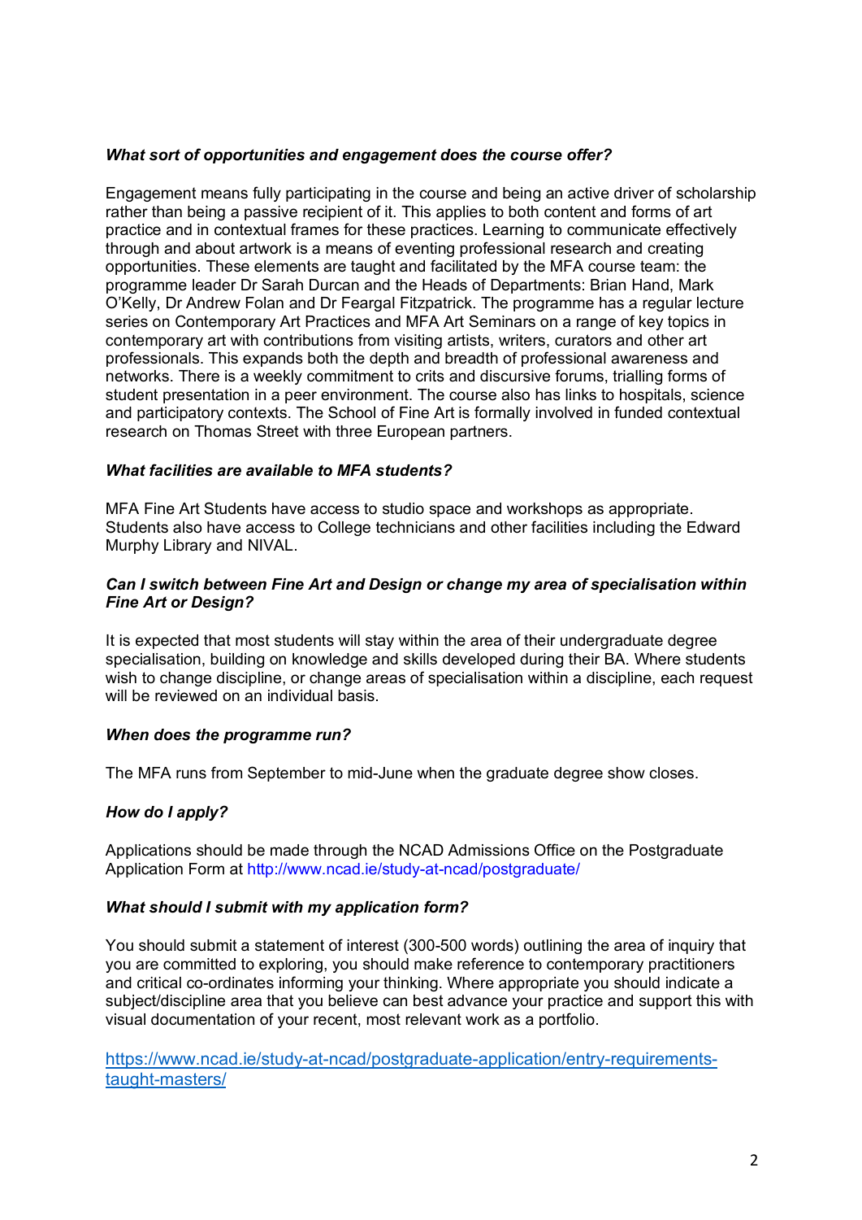***What sort of opportunities and engagement does the course offer?***

Engagement means fully participating in the course and being an active driver of scholarship rather than being a passive recipient of it. This applies to both content and forms of art practice and in contextual frames for these practices. Learning to communicate effectively through and about artwork is a means of eventing professional research and creating opportunities. These elements are taught and facilitated by the MFA course team: the programme leader Dr Sarah Durcan and the Heads of Departments: Brian Hand, Mark O'Kelly, Dr Andrew Folan and Dr Feargal Fitzpatrick. The programme has a regular lecture series on Contemporary Art Practices and MFA Art Seminars on a range of key topics in contemporary art with contributions from visiting artists, writers, curators and other art professionals. This expands both the depth and breadth of professional awareness and networks. There is a weekly commitment to crits and discursive forums, trialling forms of student presentation in a peer environment. The course also has links to hospitals, science and participatory contexts. The School of Fine Art is formally involved in funded contextual research on Thomas Street with three European partners.

***What facilities are available to MFA students?***

MFA Fine Art Students have access to studio space and workshops as appropriate. Students also have access to College technicians and other facilities including the Edward Murphy Library and NIVAL.

***Can I switch between Fine Art and Design or change my area of specialisation within Fine Art or Design?***

It is expected that most students will stay within the area of their undergraduate degree specialisation, building on knowledge and skills developed during their BA. Where students wish to change discipline, or change areas of specialisation within a discipline, each request will be reviewed on an individual basis.

***When does the programme run?***

The MFA runs from September to mid-June when the graduate degree show closes.

***How do I apply?***

Applications should be made through the NCAD Admissions Office on the Postgraduate Application Form at http://www.ncad.ie/study-at-ncad/postgraduate/

***What should I submit with my application form?***

You should submit a statement of interest (300-500 words) outlining the area of inquiry that you are committed to exploring, you should make reference to contemporary practitioners and critical co-ordinates informing your thinking. Where appropriate you should indicate a subject/discipline area that you believe can best advance your practice and support this with visual documentation of your recent, most relevant work as a portfolio.

https://www.ncad.ie/study-at-ncad/postgraduate-application/entry-requirements-taught-masters/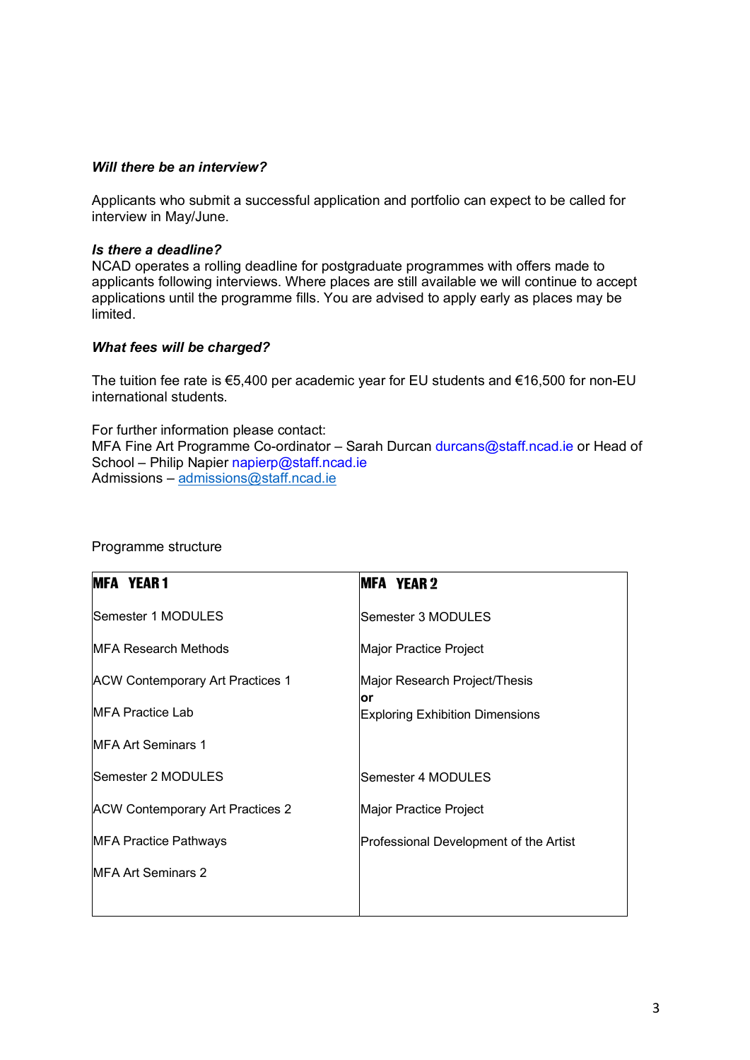***Will there be an interview?***

Applicants who submit a successful application and portfolio can expect to be called for interview in May/June.

***Is there a deadline?***

NCAD operates a rolling deadline for postgraduate programmes with offers made to applicants following interviews. Where places are still available we will continue to accept applications until the programme fills. You are advised to apply early as places may be limited.

***What fees will be charged?***

The tuition fee rate is €5,400 per academic year for EU students and €16,500 for non-EU international students.

For further information please contact:
MFA Fine Art Programme Co-ordinator – Sarah Durcan durcans@staff.ncad.ie or Head of School – Philip Napier napierp@staff.ncad.ie
Admissions – admissions@staff.ncad.ie

Programme structure

| **MFA YEAR 1** | **MFA YEAR 2** |
|---|---|
| Semester 1 MODULES | Semester 3 MODULES |
| MFA Research Methods | Major Practice Project |
| ACW Contemporary Art Practices 1 | Major Research Project/Thesis<br>**or**<br>Exploring Exhibition Dimensions |
| MFA Practice Lab | |
| MFA Art Seminars 1 | |
| Semester 2 MODULES | Semester 4 MODULES |
| ACW Contemporary Art Practices 2 | Major Practice Project |
| MFA Practice Pathways | Professional Development of the Artist |
| MFA Art Seminars 2 | |